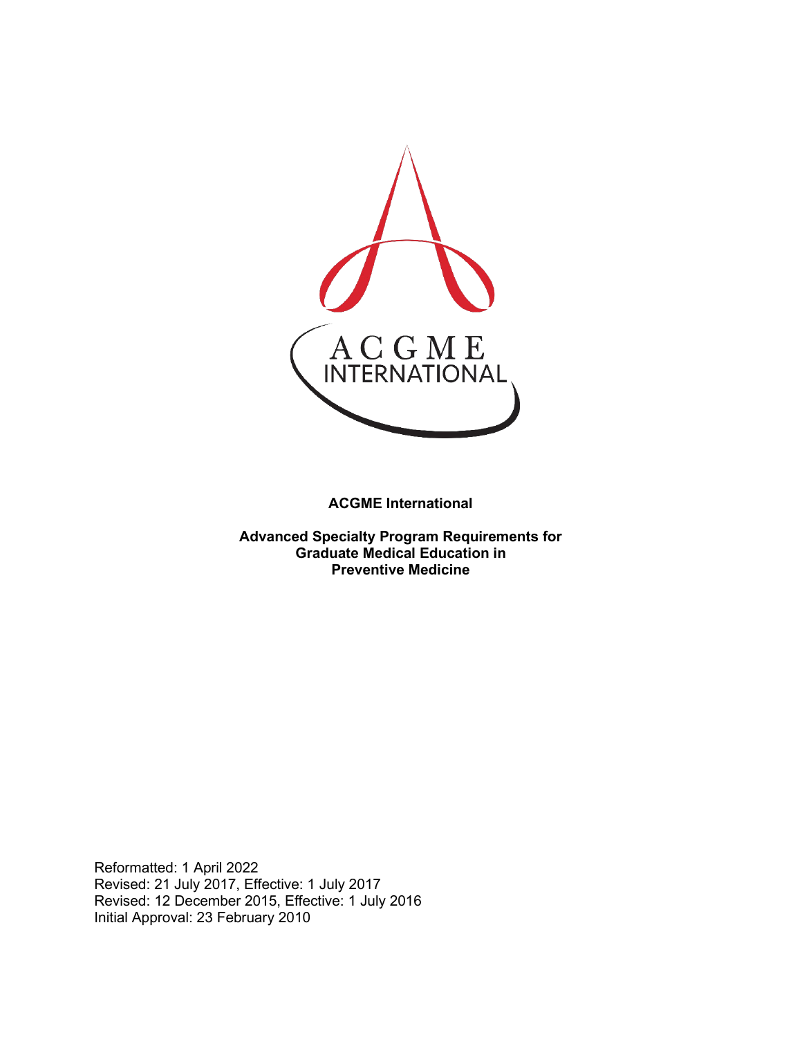**ACGME International**

**Advanced Specialty Program Requirements for Graduate Medical Education in Preventive Medicine**

Reformatted: 1 April 2022
Revised: 21 July 2017, Effective: 1 July 2017
Revised: 12 December 2015, Effective: 1 July 2016
Initial Approval: 23 February 2010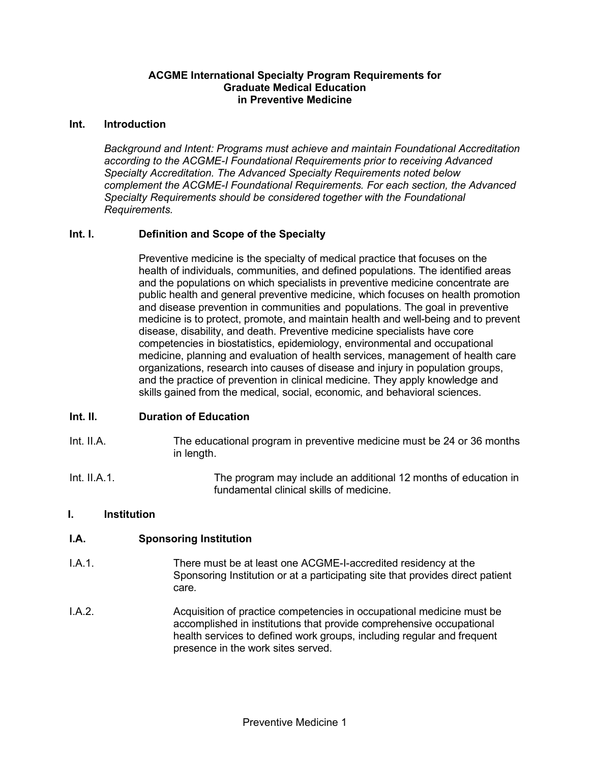**ACGME International Specialty Program Requirements for Graduate Medical Education in Preventive Medicine**

## Int. Introduction

*Background and Intent: Programs must achieve and maintain Foundational Accreditation according to the ACGME-I Foundational Requirements prior to receiving Advanced Specialty Accreditation. The Advanced Specialty Requirements noted below complement the ACGME-I Foundational Requirements. For each section, the Advanced Specialty Requirements should be considered together with the Foundational Requirements.*

### Int. I. Definition and Scope of the Specialty

Preventive medicine is the specialty of medical practice that focuses on the health of individuals, communities, and defined populations. The identified areas and the populations on which specialists in preventive medicine concentrate are public health and general preventive medicine, which focuses on health promotion and disease prevention in communities and populations. The goal in preventive medicine is to protect, promote, and maintain health and well-being and to prevent disease, disability, and death. Preventive medicine specialists have core competencies in biostatistics, epidemiology, environmental and occupational medicine, planning and evaluation of health services, management of health care organizations, research into causes of disease and injury in population groups, and the practice of prevention in clinical medicine. They apply knowledge and skills gained from the medical, social, economic, and behavioral sciences.

### Int. II. Duration of Education

Int. II.A. The educational program in preventive medicine must be 24 or 36 months in length.

Int. II.A.1. The program may include an additional 12 months of education in fundamental clinical skills of medicine.

## I. Institution

### I.A. Sponsoring Institution

I.A.1. There must be at least one ACGME-I-accredited residency at the Sponsoring Institution or at a participating site that provides direct patient care.

I.A.2. Acquisition of practice competencies in occupational medicine must be accomplished in institutions that provide comprehensive occupational health services to defined work groups, including regular and frequent presence in the work sites served.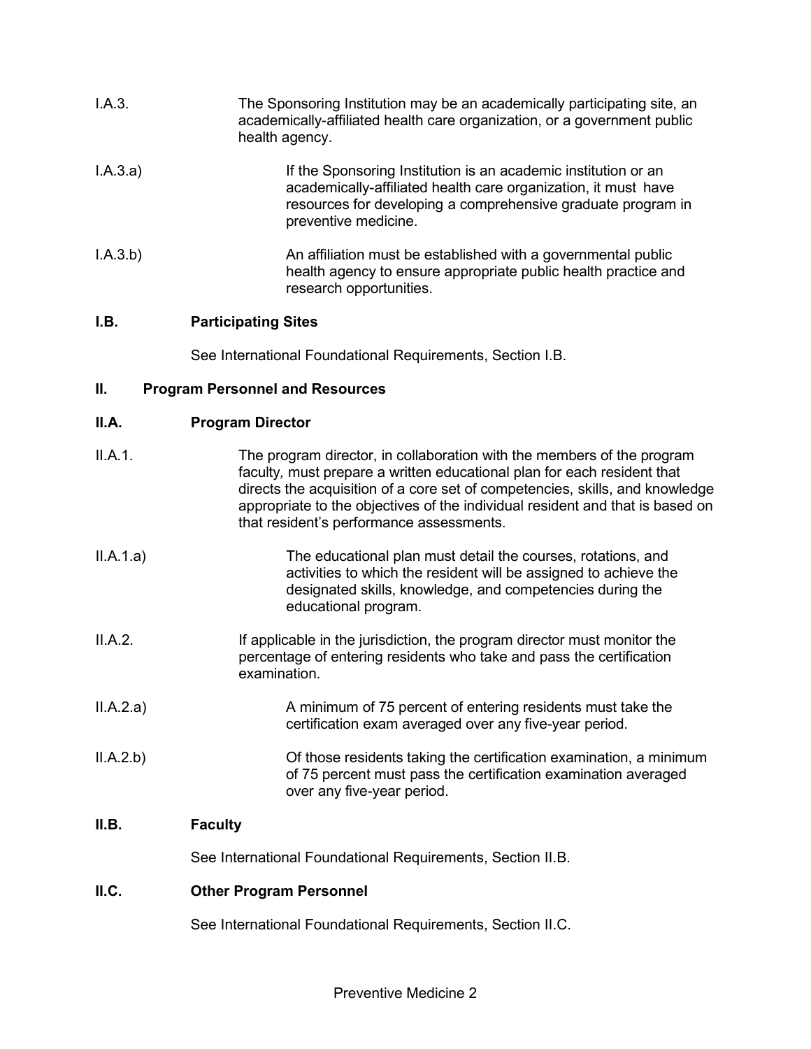I.A.3. The Sponsoring Institution may be an academically participating site, an academically-affiliated health care organization, or a government public health agency.

I.A.3.a) If the Sponsoring Institution is an academic institution or an academically-affiliated health care organization, it must have resources for developing a comprehensive graduate program in preventive medicine.

I.A.3.b) An affiliation must be established with a governmental public health agency to ensure appropriate public health practice and research opportunities.

**I.B. Participating Sites**

See International Foundational Requirements, Section I.B.

**II. Program Personnel and Resources**

**II.A. Program Director**

II.A.1. The program director, in collaboration with the members of the program faculty*,* must prepare a written educational plan for each resident that directs the acquisition of a core set of competencies, skills, and knowledge appropriate to the objectives of the individual resident and that is based on that resident's performance assessments.

II.A.1.a) The educational plan must detail the courses, rotations, and activities to which the resident will be assigned to achieve the designated skills, knowledge, and competencies during the educational program.

II.A.2. If applicable in the jurisdiction, the program director must monitor the percentage of entering residents who take and pass the certification examination.

II.A.2.a) A minimum of 75 percent of entering residents must take the certification exam averaged over any five-year period.

II.A.2.b) Of those residents taking the certification examination, a minimum of 75 percent must pass the certification examination averaged over any five-year period.

**II.B. Faculty**

See International Foundational Requirements, Section II.B.

**II.C. Other Program Personnel**

See International Foundational Requirements, Section II.C.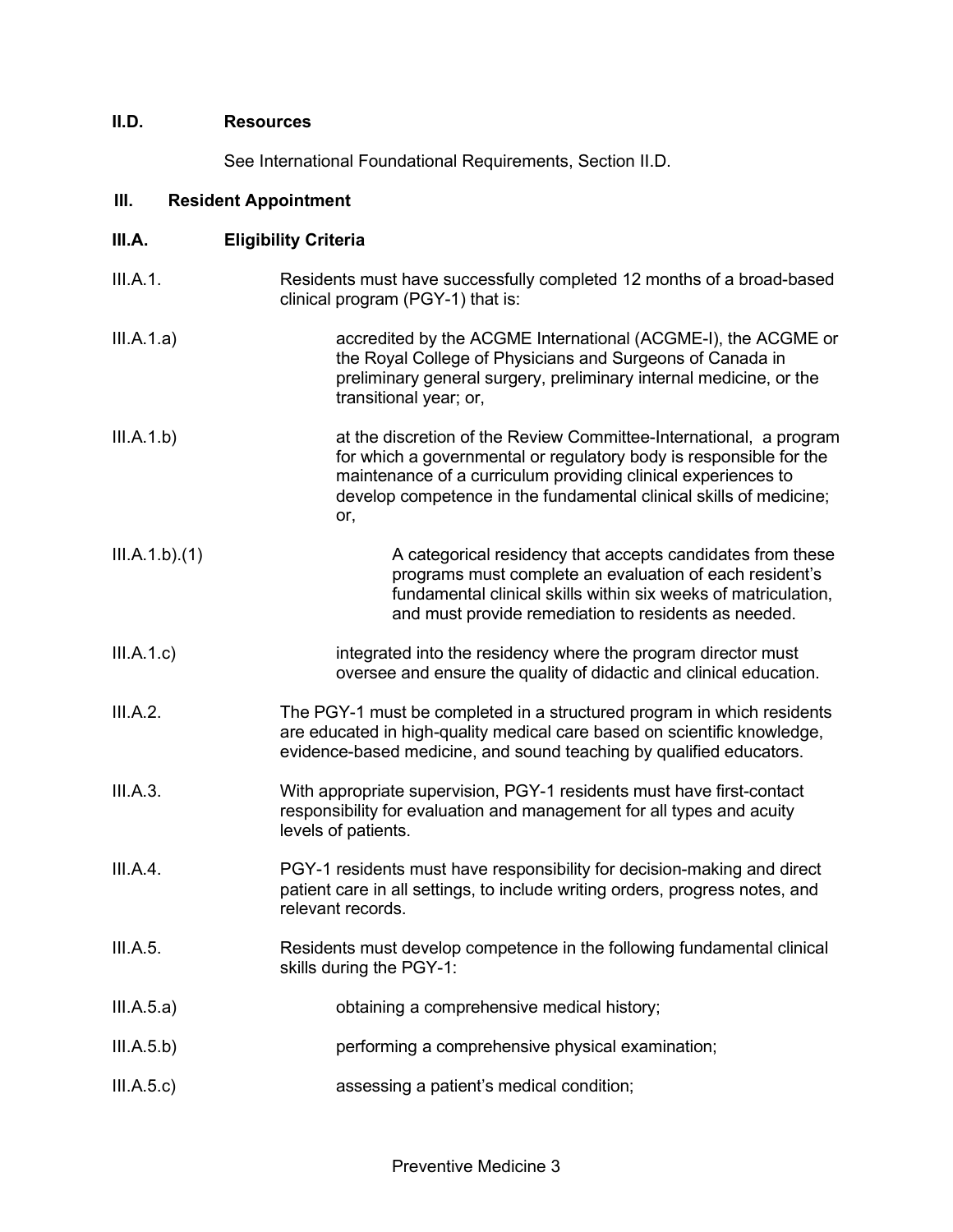**II.D. Resources**

See International Foundational Requirements, Section II.D.

**III. Resident Appointment**

**III.A. Eligibility Criteria**

III.A.1. Residents must have successfully completed 12 months of a broad-based clinical program (PGY-1) that is:

III.A.1.a) accredited by the ACGME International (ACGME-I), the ACGME or the Royal College of Physicians and Surgeons of Canada in preliminary general surgery, preliminary internal medicine, or the transitional year; or,

III.A.1.b) at the discretion of the Review Committee-International, a program for which a governmental or regulatory body is responsible for the maintenance of a curriculum providing clinical experiences to develop competence in the fundamental clinical skills of medicine; or,

III.A.1.b).(1) A categorical residency that accepts candidates from these programs must complete an evaluation of each resident's fundamental clinical skills within six weeks of matriculation, and must provide remediation to residents as needed.

III.A.1.c) integrated into the residency where the program director must oversee and ensure the quality of didactic and clinical education.

III.A.2. The PGY-1 must be completed in a structured program in which residents are educated in high-quality medical care based on scientific knowledge, evidence-based medicine, and sound teaching by qualified educators.

III.A.3. With appropriate supervision, PGY-1 residents must have first-contact responsibility for evaluation and management for all types and acuity levels of patients.

III.A.4. PGY-1 residents must have responsibility for decision-making and direct patient care in all settings, to include writing orders, progress notes, and relevant records.

III.A.5. Residents must develop competence in the following fundamental clinical skills during the PGY-1:

III.A.5.a) obtaining a comprehensive medical history;

III.A.5.b) performing a comprehensive physical examination;

III.A.5.c) assessing a patient's medical condition;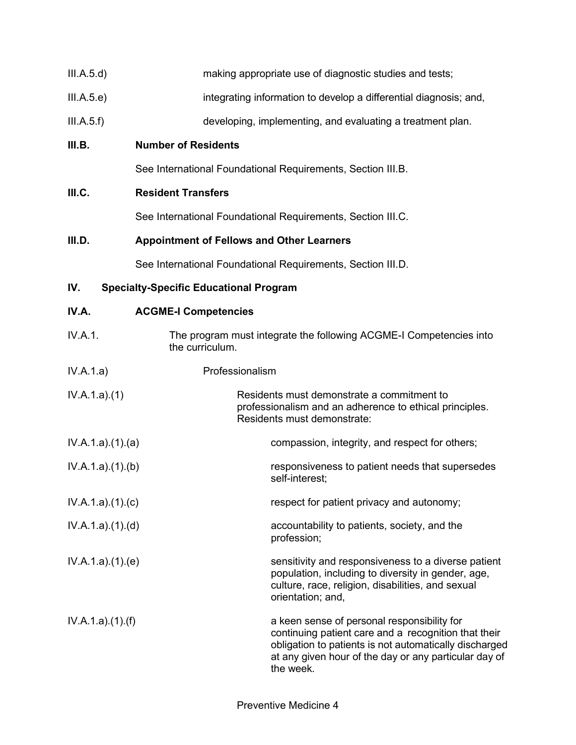III.A.5.d) making appropriate use of diagnostic studies and tests;

III.A.5.e) integrating information to develop a differential diagnosis; and,

III.A.5.f) developing, implementing, and evaluating a treatment plan.

**III.B. Number of Residents**

See International Foundational Requirements, Section III.B.

**III.C. Resident Transfers**

See International Foundational Requirements, Section III.C.

**III.D. Appointment of Fellows and Other Learners**

See International Foundational Requirements, Section III.D.

## IV. Specialty-Specific Educational Program

**IV.A. ACGME-I Competencies**

IV.A.1. The program must integrate the following ACGME-I Competencies into the curriculum.

IV.A.1.a) Professionalism

IV.A.1.a).(1) Residents must demonstrate a commitment to professionalism and an adherence to ethical principles. Residents must demonstrate:

IV.A.1.a).(1).(a) compassion, integrity, and respect for others;

IV.A.1.a).(1).(b) responsiveness to patient needs that supersedes self-interest;

IV.A.1.a).(1).(c) respect for patient privacy and autonomy;

IV.A.1.a).(1).(d) accountability to patients, society, and the profession;

IV.A.1.a).(1).(e) sensitivity and responsiveness to a diverse patient population, including to diversity in gender, age, culture, race, religion, disabilities, and sexual orientation; and,

IV.A.1.a).(1).(f) a keen sense of personal responsibility for continuing patient care and a recognition that their obligation to patients is not automatically discharged at any given hour of the day or any particular day of the week.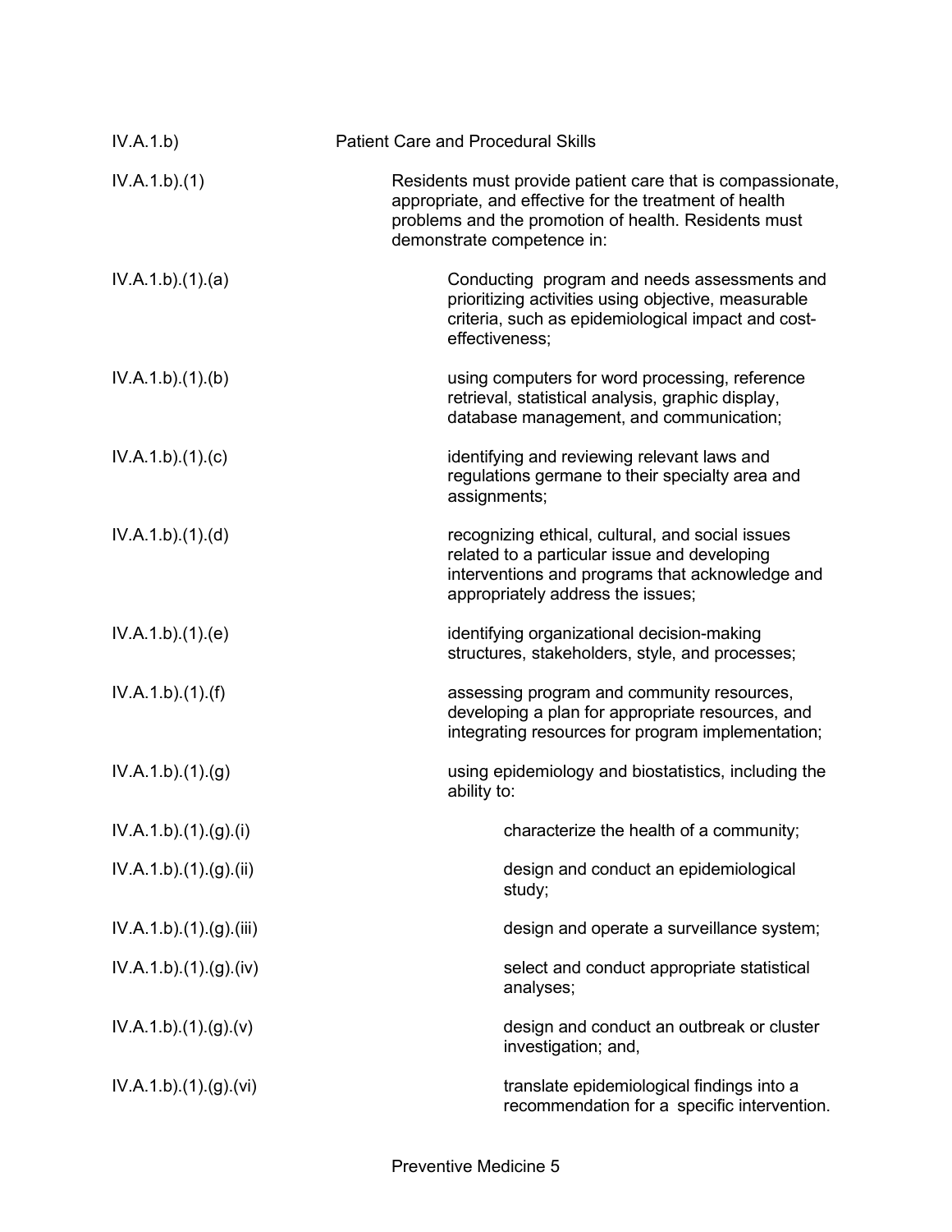| | |
|---|---|
| IV.A.1.b) | Patient Care and Procedural Skills |
| IV.A.1.b).(1) | Residents must provide patient care that is compassionate, appropriate, and effective for the treatment of health problems and the promotion of health. Residents must demonstrate competence in: |
| IV.A.1.b).(1).(a) | Conducting program and needs assessments and prioritizing activities using objective, measurable criteria, such as epidemiological impact and cost-effectiveness; |
| IV.A.1.b).(1).(b) | using computers for word processing, reference retrieval, statistical analysis, graphic display, database management, and communication; |
| IV.A.1.b).(1).(c) | identifying and reviewing relevant laws and regulations germane to their specialty area and assignments; |
| IV.A.1.b).(1).(d) | recognizing ethical, cultural, and social issues related to a particular issue and developing interventions and programs that acknowledge and appropriately address the issues; |
| IV.A.1.b).(1).(e) | identifying organizational decision-making structures, stakeholders, style, and processes; |
| IV.A.1.b).(1).(f) | assessing program and community resources, developing a plan for appropriate resources, and integrating resources for program implementation; |
| IV.A.1.b).(1).(g) | using epidemiology and biostatistics, including the ability to: |
| IV.A.1.b).(1).(g).(i) | characterize the health of a community; |
| IV.A.1.b).(1).(g).(ii) | design and conduct an epidemiological study; |
| IV.A.1.b).(1).(g).(iii) | design and operate a surveillance system; |
| IV.A.1.b).(1).(g).(iv) | select and conduct appropriate statistical analyses; |
| IV.A.1.b).(1).(g).(v) | design and conduct an outbreak or cluster investigation; and, |
| IV.A.1.b).(1).(g).(vi) | translate epidemiological findings into a recommendation for a specific intervention. |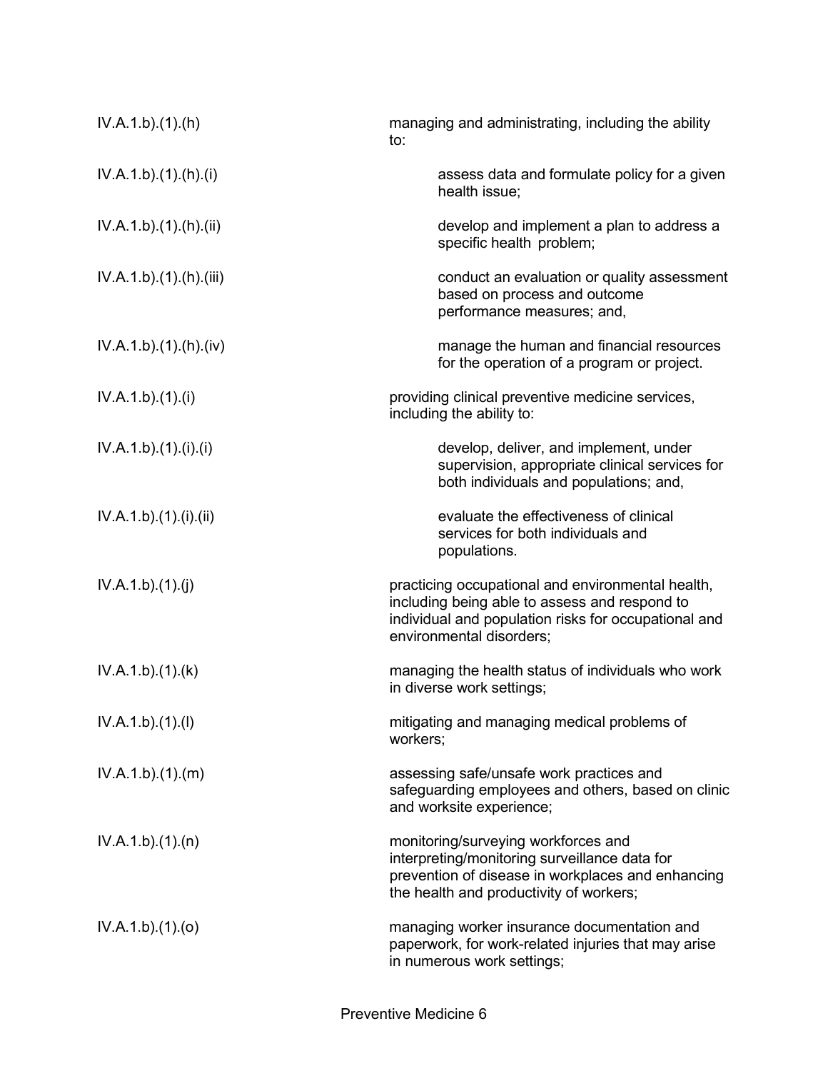| | |
|---|---|
| IV.A.1.b).(1).(h) | managing and administrating, including the ability to: |
| IV.A.1.b).(1).(h).(i) | assess data and formulate policy for a given health issue; |
| IV.A.1.b).(1).(h).(ii) | develop and implement a plan to address a specific health problem; |
| IV.A.1.b).(1).(h).(iii) | conduct an evaluation or quality assessment based on process and outcome performance measures; and, |
| IV.A.1.b).(1).(h).(iv) | manage the human and financial resources for the operation of a program or project. |
| IV.A.1.b).(1).(i) | providing clinical preventive medicine services, including the ability to: |
| IV.A.1.b).(1).(i).(i) | develop, deliver, and implement, under supervision, appropriate clinical services for both individuals and populations; and, |
| IV.A.1.b).(1).(i).(ii) | evaluate the effectiveness of clinical services for both individuals and populations. |
| IV.A.1.b).(1).(j) | practicing occupational and environmental health, including being able to assess and respond to individual and population risks for occupational and environmental disorders; |
| IV.A.1.b).(1).(k) | managing the health status of individuals who work in diverse work settings; |
| IV.A.1.b).(1).(l) | mitigating and managing medical problems of workers; |
| IV.A.1.b).(1).(m) | assessing safe/unsafe work practices and safeguarding employees and others, based on clinic and worksite experience; |
| IV.A.1.b).(1).(n) | monitoring/surveying workforces and interpreting/monitoring surveillance data for prevention of disease in workplaces and enhancing the health and productivity of workers; |
| IV.A.1.b).(1).(o) | managing worker insurance documentation and paperwork, for work-related injuries that may arise in numerous work settings; |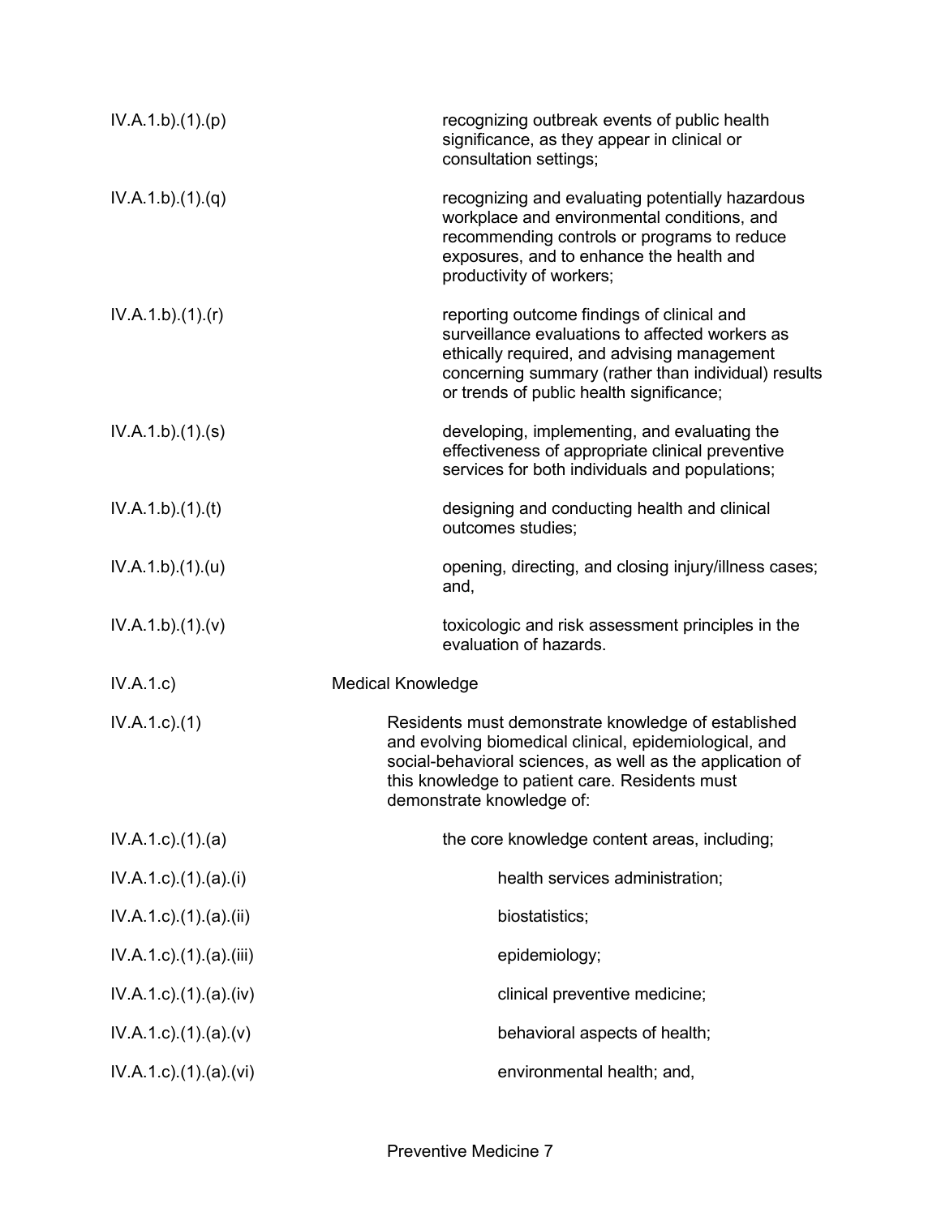IV.A.1.b).(1).(p) recognizing outbreak events of public health significance, as they appear in clinical or consultation settings;

IV.A.1.b).(1).(q) recognizing and evaluating potentially hazardous workplace and environmental conditions, and recommending controls or programs to reduce exposures, and to enhance the health and productivity of workers;

IV.A.1.b).(1).(r) reporting outcome findings of clinical and surveillance evaluations to affected workers as ethically required, and advising management concerning summary (rather than individual) results or trends of public health significance;

IV.A.1.b).(1).(s) developing, implementing, and evaluating the effectiveness of appropriate clinical preventive services for both individuals and populations;

IV.A.1.b).(1).(t) designing and conducting health and clinical outcomes studies;

IV.A.1.b).(1).(u) opening, directing, and closing injury/illness cases; and,

IV.A.1.b).(1).(v) toxicologic and risk assessment principles in the evaluation of hazards.

IV.A.1.c) Medical Knowledge

IV.A.1.c).(1) Residents must demonstrate knowledge of established and evolving biomedical clinical, epidemiological, and social-behavioral sciences, as well as the application of this knowledge to patient care. Residents must demonstrate knowledge of:

IV.A.1.c).(1).(a) the core knowledge content areas, including;

IV.A.1.c).(1).(a).(i) health services administration;

IV.A.1.c).(1).(a).(ii) biostatistics;

IV.A.1.c).(1).(a).(iii) epidemiology;

IV.A.1.c).(1).(a).(iv) clinical preventive medicine;

IV.A.1.c).(1).(a).(v) behavioral aspects of health;

IV.A.1.c).(1).(a).(vi) environmental health; and,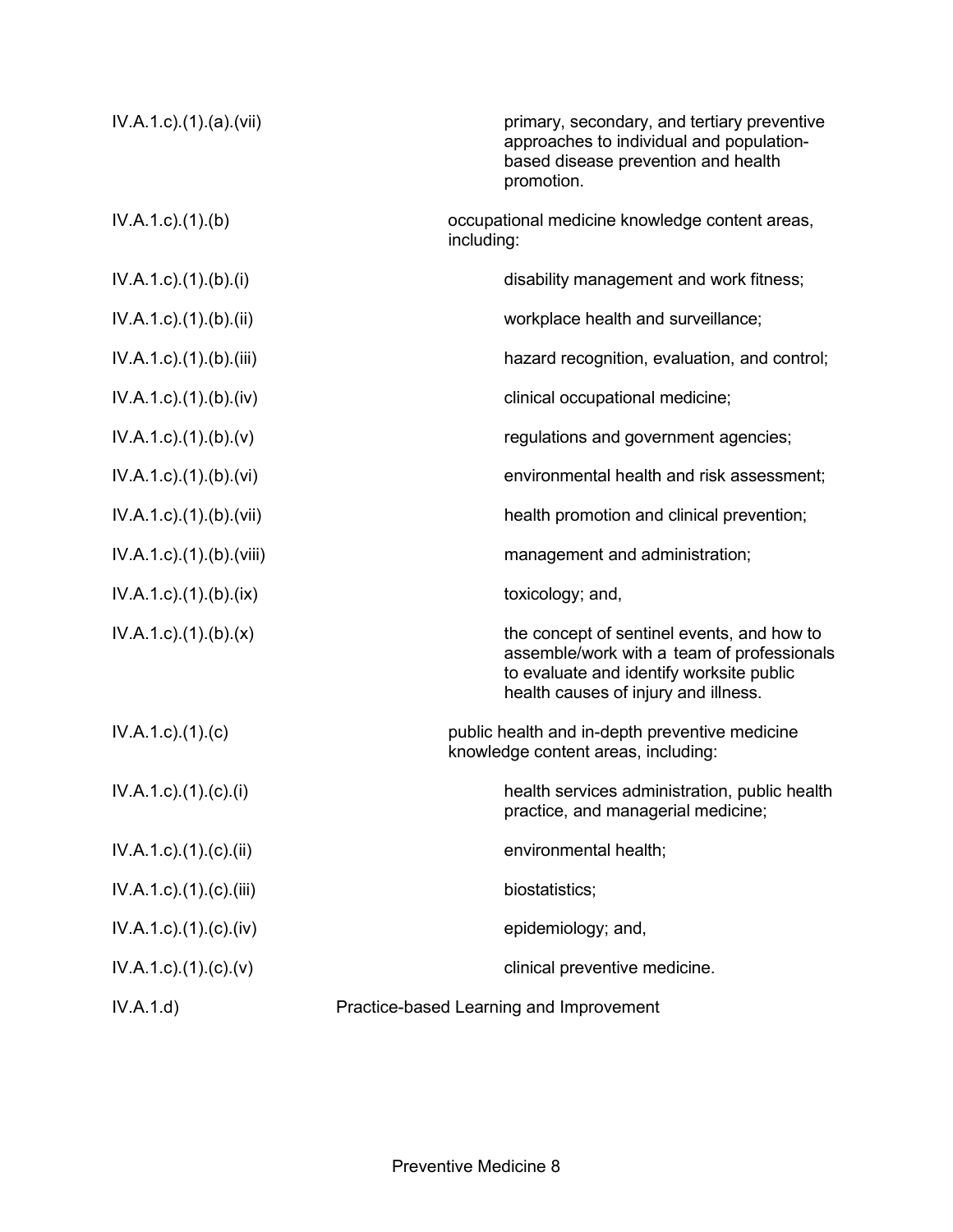| | |
|---|---|
| IV.A.1.c).(1).(a).(vii) | primary, secondary, and tertiary preventive approaches to individual and population-based disease prevention and health promotion. |
| IV.A.1.c).(1).(b) | occupational medicine knowledge content areas, including: |
| IV.A.1.c).(1).(b).(i) | disability management and work fitness; |
| IV.A.1.c).(1).(b).(ii) | workplace health and surveillance; |
| IV.A.1.c).(1).(b).(iii) | hazard recognition, evaluation, and control; |
| IV.A.1.c).(1).(b).(iv) | clinical occupational medicine; |
| IV.A.1.c).(1).(b).(v) | regulations and government agencies; |
| IV.A.1.c).(1).(b).(vi) | environmental health and risk assessment; |
| IV.A.1.c).(1).(b).(vii) | health promotion and clinical prevention; |
| IV.A.1.c).(1).(b).(viii) | management and administration; |
| IV.A.1.c).(1).(b).(ix) | toxicology; and, |
| IV.A.1.c).(1).(b).(x) | the concept of sentinel events, and how to assemble/work with a team of professionals to evaluate and identify worksite public health causes of injury and illness. |
| IV.A.1.c).(1).(c) | public health and in-depth preventive medicine knowledge content areas, including: |
| IV.A.1.c).(1).(c).(i) | health services administration, public health practice, and managerial medicine; |
| IV.A.1.c).(1).(c).(ii) | environmental health; |
| IV.A.1.c).(1).(c).(iii) | biostatistics; |
| IV.A.1.c).(1).(c).(iv) | epidemiology; and, |
| IV.A.1.c).(1).(c).(v) | clinical preventive medicine. |
| IV.A.1.d) | Practice-based Learning and Improvement |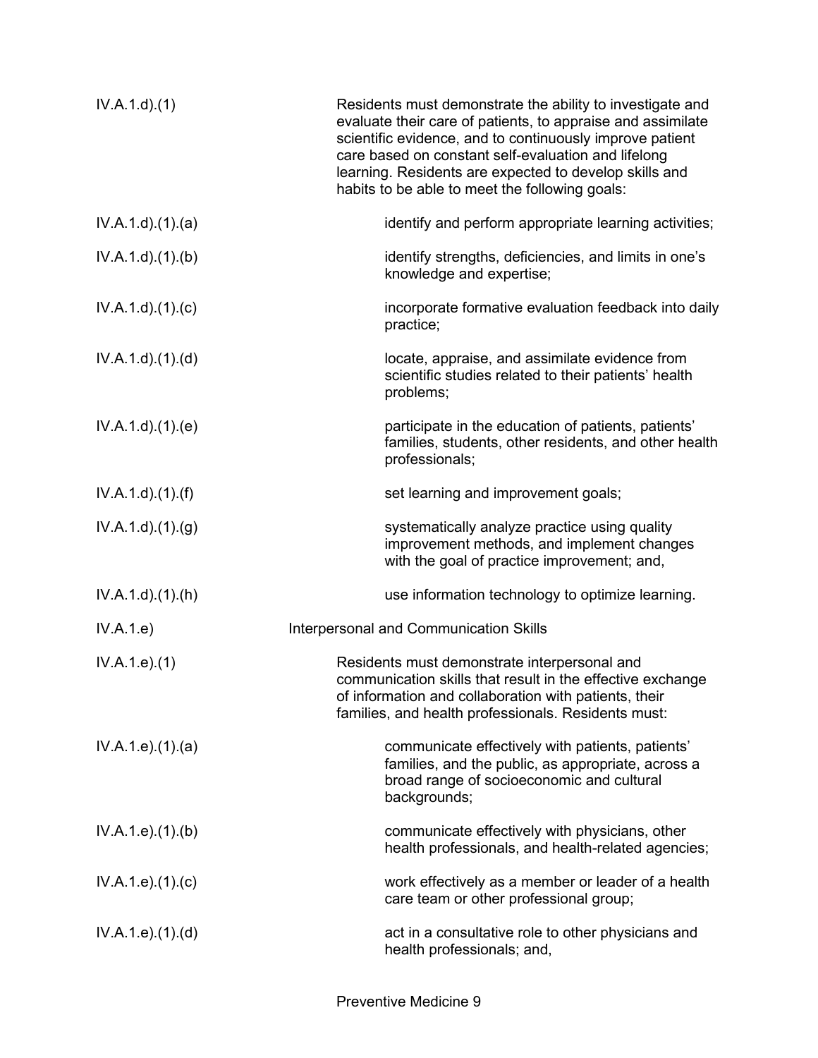| | |
|---|---|
| IV.A.1.d).(1) | Residents must demonstrate the ability to investigate and evaluate their care of patients, to appraise and assimilate scientific evidence, and to continuously improve patient care based on constant self-evaluation and lifelong learning. Residents are expected to develop skills and habits to be able to meet the following goals: |
| IV.A.1.d).(1).(a) | identify and perform appropriate learning activities; |
| IV.A.1.d).(1).(b) | identify strengths, deficiencies, and limits in one's knowledge and expertise; |
| IV.A.1.d).(1).(c) | incorporate formative evaluation feedback into daily practice; |
| IV.A.1.d).(1).(d) | locate, appraise, and assimilate evidence from scientific studies related to their patients' health problems; |
| IV.A.1.d).(1).(e) | participate in the education of patients, patients' families, students, other residents, and other health professionals; |
| IV.A.1.d).(1).(f) | set learning and improvement goals; |
| IV.A.1.d).(1).(g) | systematically analyze practice using quality improvement methods, and implement changes with the goal of practice improvement; and, |
| IV.A.1.d).(1).(h) | use information technology to optimize learning. |
| IV.A.1.e) | Interpersonal and Communication Skills |
| IV.A.1.e).(1) | Residents must demonstrate interpersonal and communication skills that result in the effective exchange of information and collaboration with patients, their families, and health professionals. Residents must: |
| IV.A.1.e).(1).(a) | communicate effectively with patients, patients' families, and the public, as appropriate, across a broad range of socioeconomic and cultural backgrounds; |
| IV.A.1.e).(1).(b) | communicate effectively with physicians, other health professionals, and health-related agencies; |
| IV.A.1.e).(1).(c) | work effectively as a member or leader of a health care team or other professional group; |
| IV.A.1.e).(1).(d) | act in a consultative role to other physicians and health professionals; and, |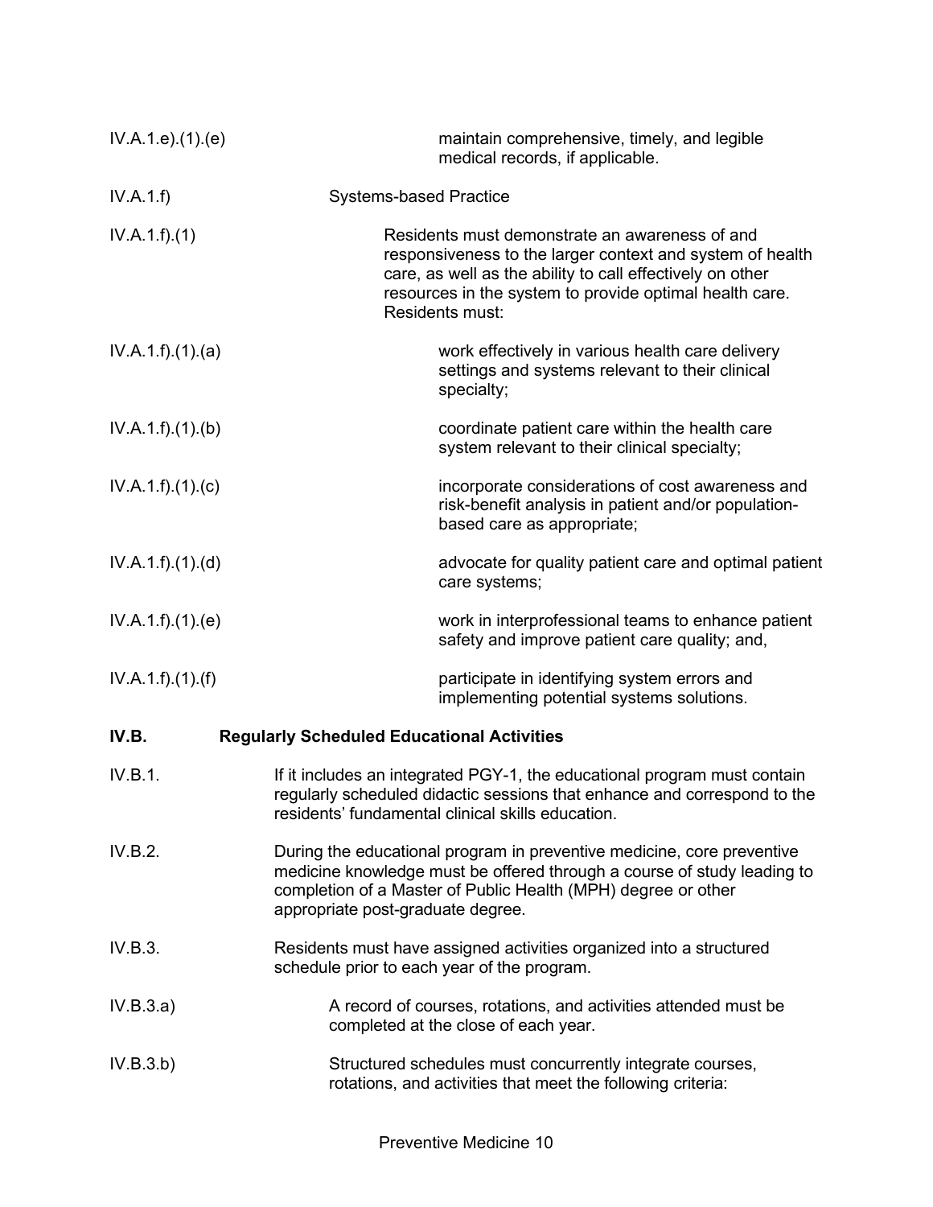IV.A.1.e).(1).(e) maintain comprehensive, timely, and legible medical records, if applicable.

IV.A.1.f) Systems-based Practice

IV.A.1.f).(1) Residents must demonstrate an awareness of and responsiveness to the larger context and system of health care, as well as the ability to call effectively on other resources in the system to provide optimal health care. Residents must:

IV.A.1.f).(1).(a) work effectively in various health care delivery settings and systems relevant to their clinical specialty;

IV.A.1.f).(1).(b) coordinate patient care within the health care system relevant to their clinical specialty;

IV.A.1.f).(1).(c) incorporate considerations of cost awareness and risk-benefit analysis in patient and/or population-based care as appropriate;

IV.A.1.f).(1).(d) advocate for quality patient care and optimal patient care systems;

IV.A.1.f).(1).(e) work in interprofessional teams to enhance patient safety and improve patient care quality; and,

IV.A.1.f).(1).(f) participate in identifying system errors and implementing potential systems solutions.

**IV.B. Regularly Scheduled Educational Activities**

IV.B.1. If it includes an integrated PGY-1, the educational program must contain regularly scheduled didactic sessions that enhance and correspond to the residents' fundamental clinical skills education.

IV.B.2. During the educational program in preventive medicine, core preventive medicine knowledge must be offered through a course of study leading to completion of a Master of Public Health (MPH) degree or other appropriate post-graduate degree.

IV.B.3. Residents must have assigned activities organized into a structured schedule prior to each year of the program.

IV.B.3.a) A record of courses, rotations, and activities attended must be completed at the close of each year.

IV.B.3.b) Structured schedules must concurrently integrate courses, rotations, and activities that meet the following criteria: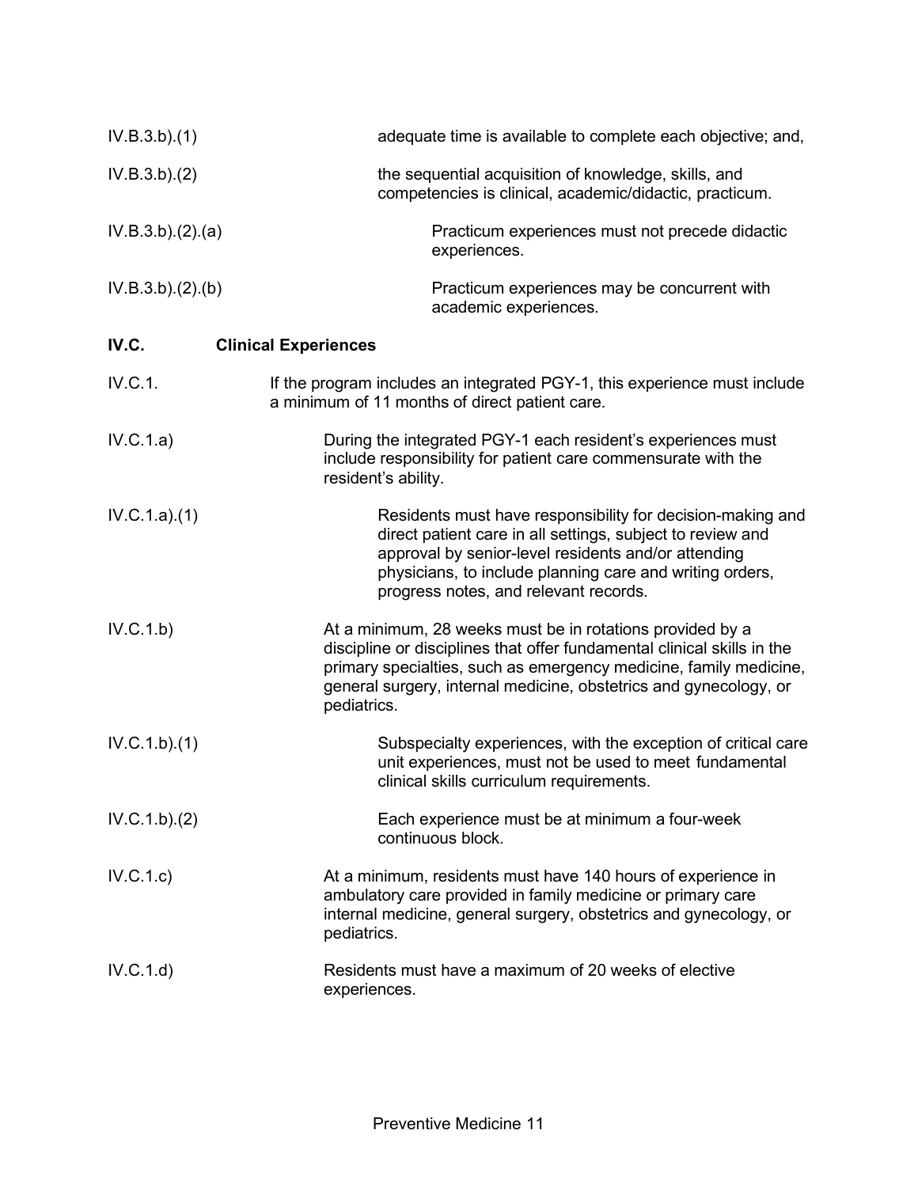IV.B.3.b).(1) adequate time is available to complete each objective; and,

IV.B.3.b).(2) the sequential acquisition of knowledge, skills, and competencies is clinical, academic/didactic, practicum.

IV.B.3.b).(2).(a) Practicum experiences must not precede didactic experiences.

IV.B.3.b).(2).(b) Practicum experiences may be concurrent with academic experiences.

**IV.C. Clinical Experiences**

IV.C.1. If the program includes an integrated PGY-1, this experience must include a minimum of 11 months of direct patient care.

IV.C.1.a) During the integrated PGY-1 each resident's experiences must include responsibility for patient care commensurate with the resident's ability.

IV.C.1.a).(1) Residents must have responsibility for decision-making and direct patient care in all settings, subject to review and approval by senior-level residents and/or attending physicians, to include planning care and writing orders, progress notes, and relevant records.

IV.C.1.b) At a minimum, 28 weeks must be in rotations provided by a discipline or disciplines that offer fundamental clinical skills in the primary specialties, such as emergency medicine, family medicine, general surgery, internal medicine, obstetrics and gynecology, or pediatrics.

IV.C.1.b).(1) Subspecialty experiences, with the exception of critical care unit experiences, must not be used to meet fundamental clinical skills curriculum requirements.

IV.C.1.b).(2) Each experience must be at minimum a four-week continuous block.

IV.C.1.c) At a minimum, residents must have 140 hours of experience in ambulatory care provided in family medicine or primary care internal medicine, general surgery, obstetrics and gynecology, or pediatrics.

IV.C.1.d) Residents must have a maximum of 20 weeks of elective experiences.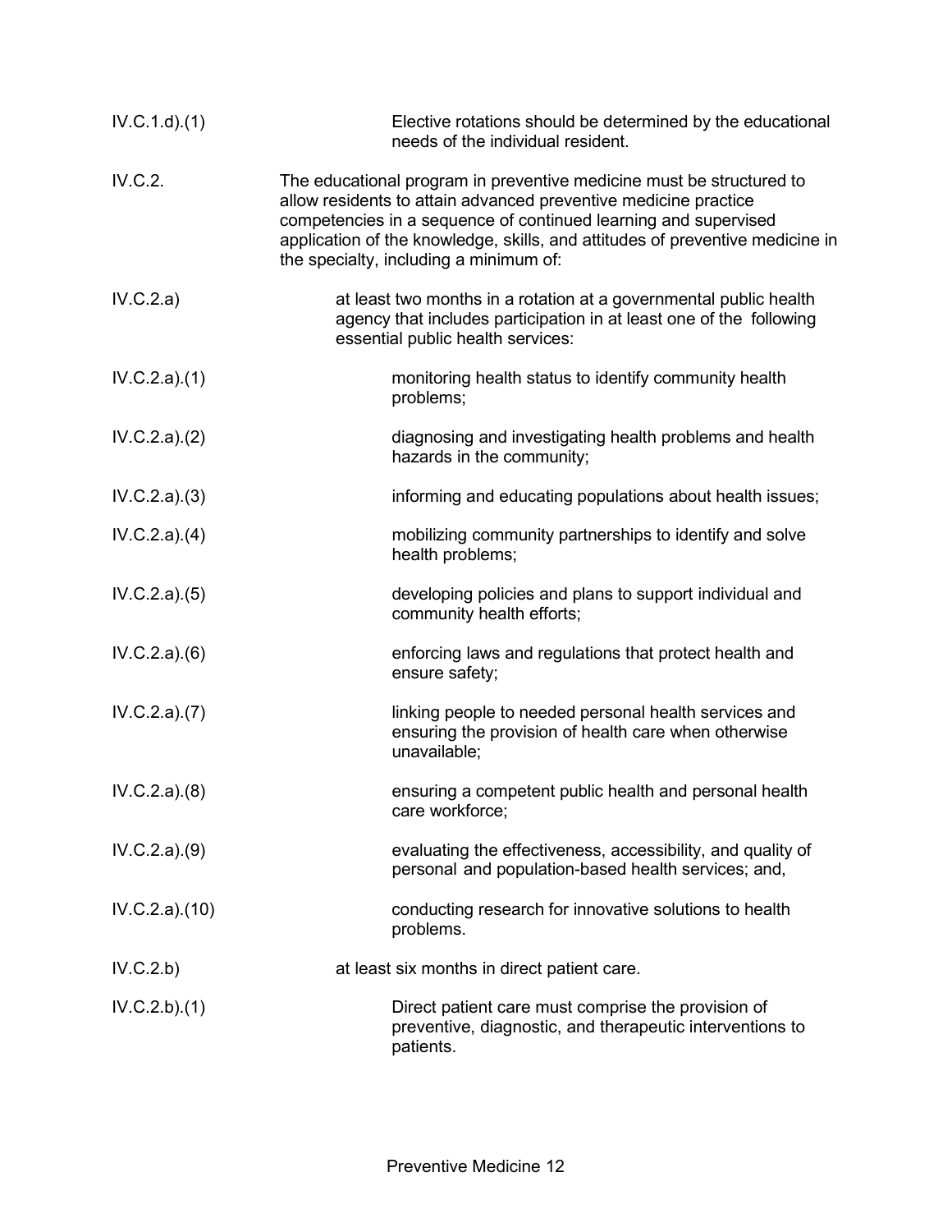IV.C.1.d).(1) Elective rotations should be determined by the educational needs of the individual resident.

IV.C.2. The educational program in preventive medicine must be structured to allow residents to attain advanced preventive medicine practice competencies in a sequence of continued learning and supervised application of the knowledge, skills, and attitudes of preventive medicine in the specialty, including a minimum of:

IV.C.2.a) at least two months in a rotation at a governmental public health agency that includes participation in at least one of the following essential public health services:

IV.C.2.a).(1) monitoring health status to identify community health problems;

IV.C.2.a).(2) diagnosing and investigating health problems and health hazards in the community;

IV.C.2.a).(3) informing and educating populations about health issues;

IV.C.2.a).(4) mobilizing community partnerships to identify and solve health problems;

IV.C.2.a).(5) developing policies and plans to support individual and community health efforts;

IV.C.2.a).(6) enforcing laws and regulations that protect health and ensure safety;

IV.C.2.a).(7) linking people to needed personal health services and ensuring the provision of health care when otherwise unavailable;

IV.C.2.a).(8) ensuring a competent public health and personal health care workforce;

IV.C.2.a).(9) evaluating the effectiveness, accessibility, and quality of personal and population-based health services; and,

IV.C.2.a).(10) conducting research for innovative solutions to health problems.

IV.C.2.b) at least six months in direct patient care.

IV.C.2.b).(1) Direct patient care must comprise the provision of preventive, diagnostic, and therapeutic interventions to patients.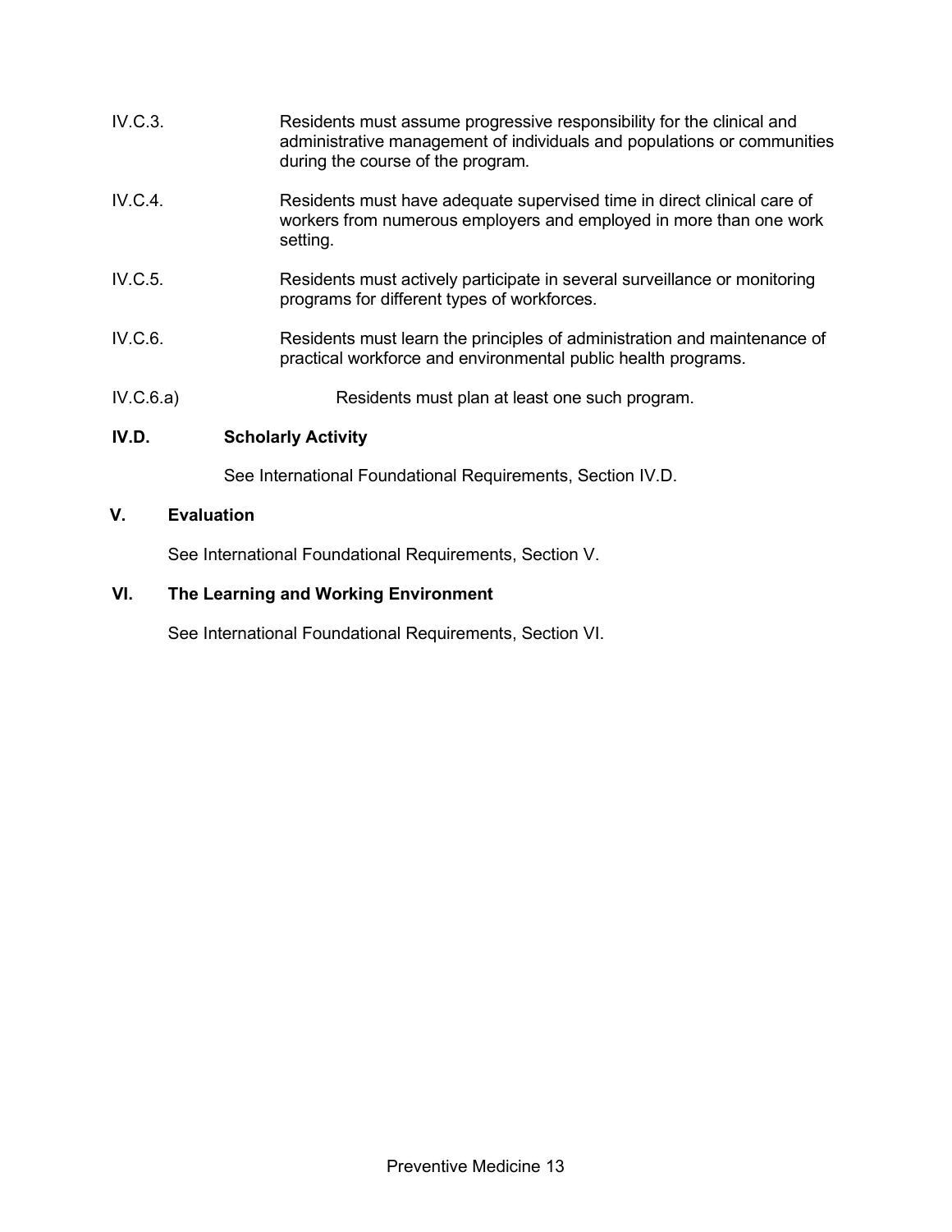IV.C.3. Residents must assume progressive responsibility for the clinical and administrative management of individuals and populations or communities during the course of the program.

IV.C.4. Residents must have adequate supervised time in direct clinical care of workers from numerous employers and employed in more than one work setting.

IV.C.5. Residents must actively participate in several surveillance or monitoring programs for different types of workforces.

IV.C.6. Residents must learn the principles of administration and maintenance of practical workforce and environmental public health programs.

IV.C.6.a) Residents must plan at least one such program.

**IV.D. Scholarly Activity**

See International Foundational Requirements, Section IV.D.

## V. Evaluation

See International Foundational Requirements, Section V.

## VI. The Learning and Working Environment

See International Foundational Requirements, Section VI.